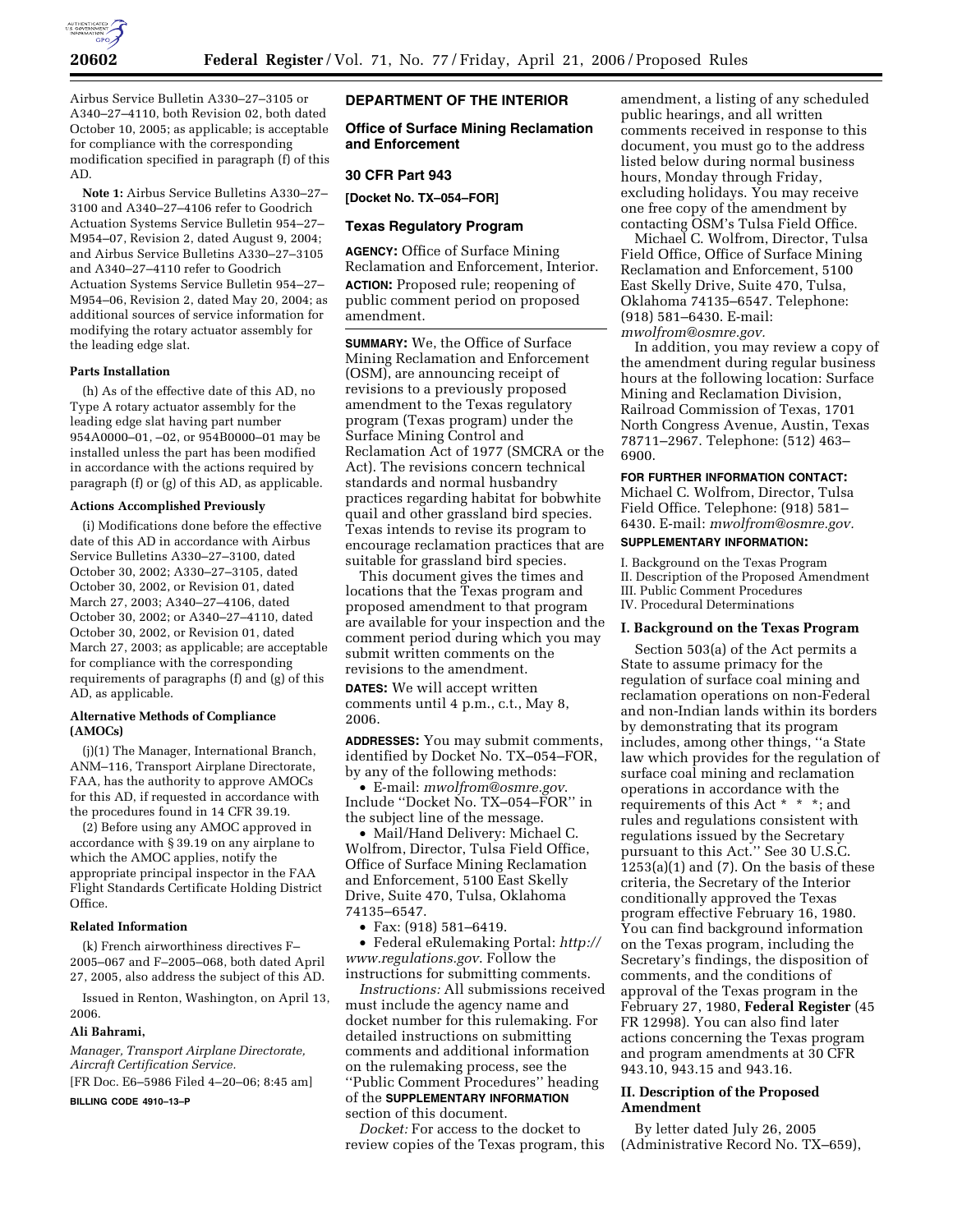Airbus Service Bulletin A330–27–3105 or A340–27–4110, both Revision 02, both dated October 10, 2005; as applicable; is acceptable for compliance with the corresponding modification specified in paragraph (f) of this AD.

**Note 1:** Airbus Service Bulletins A330–27–3100 and A340–27–4106 refer to Goodrich Actuation Systems Service Bulletin 954–27–M954–07, Revision 2, dated August 9, 2004; and Airbus Service Bulletins A330–27–3105 and A340–27–4110 refer to Goodrich Actuation Systems Service Bulletin 954–27–M954–06, Revision 2, dated May 20, 2004; as additional sources of service information for modifying the rotary actuator assembly for the leading edge slat.

**Parts Installation**

(h) As of the effective date of this AD, no Type A rotary actuator assembly for the leading edge slat having part number 954A0000–01, –02, or 954B0000–01 may be installed unless the part has been modified in accordance with the actions required by paragraph (f) or (g) of this AD, as applicable.

**Actions Accomplished Previously**

(i) Modifications done before the effective date of this AD in accordance with Airbus Service Bulletins A330–27–3100, dated October 30, 2002; A330–27–3105, dated October 30, 2002, or Revision 01, dated March 27, 2003; A340–27–4106, dated October 30, 2002; or A340–27–4110, dated October 30, 2002, or Revision 01, dated March 27, 2003; as applicable; are acceptable for compliance with the corresponding requirements of paragraphs (f) and (g) of this AD, as applicable.

**Alternative Methods of Compliance (AMOCs)**

(j)(1) The Manager, International Branch, ANM–116, Transport Airplane Directorate, FAA, has the authority to approve AMOCs for this AD, if requested in accordance with the procedures found in 14 CFR 39.19.

(2) Before using any AMOC approved in accordance with § 39.19 on any airplane to which the AMOC applies, notify the appropriate principal inspector in the FAA Flight Standards Certificate Holding District Office.

**Related Information**

(k) French airworthiness directives F–2005–067 and F–2005–068, both dated April 27, 2005, also address the subject of this AD.

Issued in Renton, Washington, on April 13, 2006.

**Ali Bahrami,**

*Manager, Transport Airplane Directorate, Aircraft Certification Service.*

[FR Doc. E6–5986 Filed 4–20–06; 8:45 am]

**BILLING CODE 4910–13–P**

## DEPARTMENT OF THE INTERIOR

### Office of Surface Mining Reclamation and Enforcement

### 30 CFR Part 943

**[Docket No. TX–054–FOR]**

### Texas Regulatory Program

**AGENCY:** Office of Surface Mining Reclamation and Enforcement, Interior.

**ACTION:** Proposed rule; reopening of public comment period on proposed amendment.

**SUMMARY:** We, the Office of Surface Mining Reclamation and Enforcement (OSM), are announcing receipt of revisions to a previously proposed amendment to the Texas regulatory program (Texas program) under the Surface Mining Control and Reclamation Act of 1977 (SMCRA or the Act). The revisions concern technical standards and normal husbandry practices regarding habitat for bobwhite quail and other grassland bird species. Texas intends to revise its program to encourage reclamation practices that are suitable for grassland bird species.

This document gives the times and locations that the Texas program and proposed amendment to that program are available for your inspection and the comment period during which you may submit written comments on the revisions to the amendment.

**DATES:** We will accept written comments until 4 p.m., c.t., May 8, 2006.

**ADDRESSES:** You may submit comments, identified by Docket No. TX–054–FOR, by any of the following methods:

- E-mail: *mwolfrom@osmre.gov*. Include "Docket No. TX–054–FOR" in the subject line of the message.
- Mail/Hand Delivery: Michael C. Wolfrom, Director, Tulsa Field Office, Office of Surface Mining Reclamation and Enforcement, 5100 East Skelly Drive, Suite 470, Tulsa, Oklahoma 74135–6547.
- Fax: (918) 581–6419.
- Federal eRulemaking Portal: *http://www.regulations.gov*. Follow the instructions for submitting comments.

*Instructions:* All submissions received must include the agency name and docket number for this rulemaking. For detailed instructions on submitting comments and additional information on the rulemaking process, see the "Public Comment Procedures" heading of the **SUPPLEMENTARY INFORMATION** section of this document.

*Docket:* For access to the docket to review copies of the Texas program, this amendment, a listing of any scheduled public hearings, and all written comments received in response to this document, you must go to the address listed below during normal business hours, Monday through Friday, excluding holidays. You may receive one free copy of the amendment by contacting OSM's Tulsa Field Office.

Michael C. Wolfrom, Director, Tulsa Field Office, Office of Surface Mining Reclamation and Enforcement, 5100 East Skelly Drive, Suite 470, Tulsa, Oklahoma 74135–6547. Telephone: (918) 581–6430. E-mail: *mwolfrom@osmre.gov.*

In addition, you may review a copy of the amendment during regular business hours at the following location: Surface Mining and Reclamation Division, Railroad Commission of Texas, 1701 North Congress Avenue, Austin, Texas 78711–2967. Telephone: (512) 463–6900.

**FOR FURTHER INFORMATION CONTACT:** Michael C. Wolfrom, Director, Tulsa Field Office. Telephone: (918) 581–6430. E-mail: *mwolfrom@osmre.gov.*

**SUPPLEMENTARY INFORMATION:**

I. Background on the Texas Program
II. Description of the Proposed Amendment
III. Public Comment Procedures
IV. Procedural Determinations

### I. Background on the Texas Program

Section 503(a) of the Act permits a State to assume primacy for the regulation of surface coal mining and reclamation operations on non-Federal and non-Indian lands within its borders by demonstrating that its program includes, among other things, "a State law which provides for the regulation of surface coal mining and reclamation operations in accordance with the requirements of this Act * * *; and rules and regulations consistent with regulations issued by the Secretary pursuant to this Act." See 30 U.S.C. 1253(a)(1) and (7). On the basis of these criteria, the Secretary of the Interior conditionally approved the Texas program effective February 16, 1980. You can find background information on the Texas program, including the Secretary's findings, the disposition of comments, and the conditions of approval of the Texas program in the February 27, 1980, **Federal Register** (45 FR 12998). You can also find later actions concerning the Texas program and program amendments at 30 CFR 943.10, 943.15 and 943.16.

### II. Description of the Proposed Amendment

By letter dated July 26, 2005 (Administrative Record No. TX–659),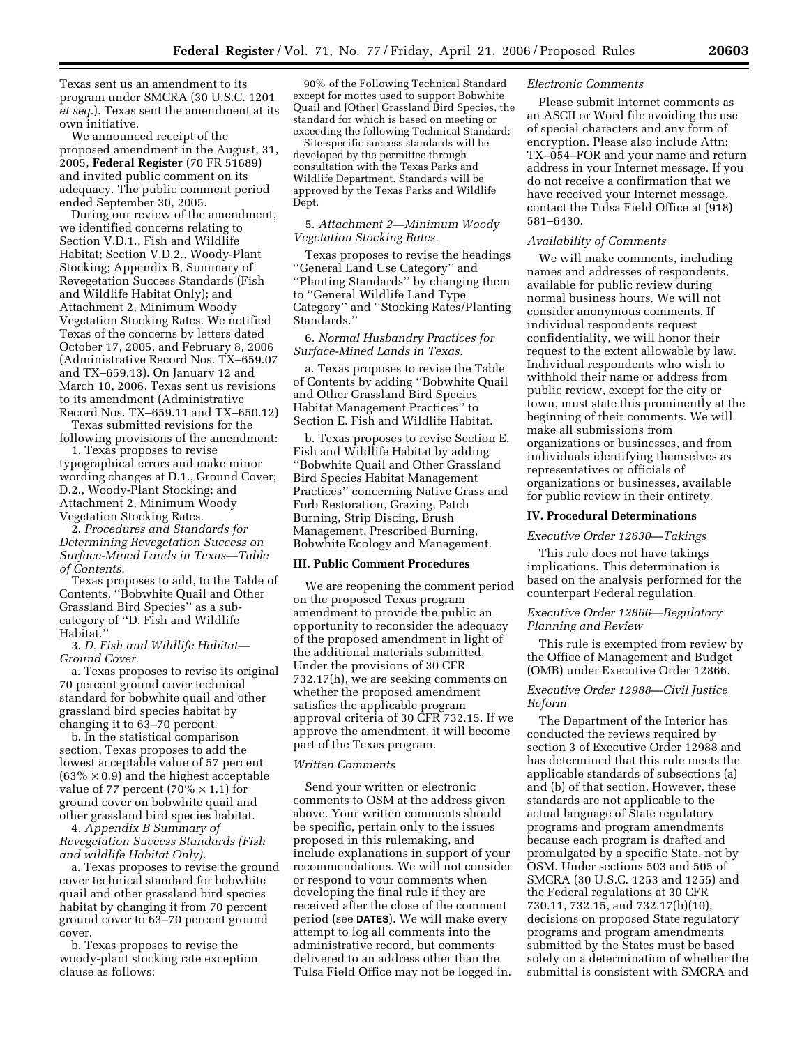Texas sent us an amendment to its program under SMCRA (30 U.S.C. 1201 *et seq.*). Texas sent the amendment at its own initiative.

We announced receipt of the proposed amendment in the August, 31, 2005, **Federal Register** (70 FR 51689) and invited public comment on its adequacy. The public comment period ended September 30, 2005.

During our review of the amendment, we identified concerns relating to Section V.D.1., Fish and Wildlife Habitat; Section V.D.2., Woody-Plant Stocking; Appendix B, Summary of Revegetation Success Standards (Fish and Wildlife Habitat Only); and Attachment 2, Minimum Woody Vegetation Stocking Rates. We notified Texas of the concerns by letters dated October 17, 2005, and February 8, 2006 (Administrative Record Nos. TX–659.07 and TX–659.13). On January 12 and March 10, 2006, Texas sent us revisions to its amendment (Administrative Record Nos. TX–659.11 and TX–650.12)

Texas submitted revisions for the following provisions of the amendment:

1. Texas proposes to revise typographical errors and make minor wording changes at D.1., Ground Cover; D.2., Woody-Plant Stocking; and Attachment 2, Minimum Woody Vegetation Stocking Rates.

2. *Procedures and Standards for Determining Revegetation Success on Surface-Mined Lands in Texas—Table of Contents.*

Texas proposes to add, to the Table of Contents, ''Bobwhite Quail and Other Grassland Bird Species'' as a sub-category of ''D. Fish and Wildlife Habitat.''

3. *D. Fish and Wildlife Habitat—Ground Cover.*

a. Texas proposes to revise its original 70 percent ground cover technical standard for bobwhite quail and other grassland bird species habitat by changing it to 63–70 percent.

b. In the statistical comparison section, Texas proposes to add the lowest acceptable value of 57 percent ($63\% \times 0.9$) and the highest acceptable value of 77 percent ($70\% \times 1.1$) for ground cover on bobwhite quail and other grassland bird species habitat.

4. *Appendix B Summary of Revegetation Success Standards (Fish and wildlife Habitat Only).*

a. Texas proposes to revise the ground cover technical standard for bobwhite quail and other grassland bird species habitat by changing it from 70 percent ground cover to 63–70 percent ground cover.

b. Texas proposes to revise the woody-plant stocking rate exception clause as follows:

90% of the Following Technical Standard except for mottes used to support Bobwhite Quail and [Other] Grassland Bird Species, the standard for which is based on meeting or exceeding the following Technical Standard:

Site-specific success standards will be developed by the permittee through consultation with the Texas Parks and Wildlife Department. Standards will be approved by the Texas Parks and Wildlife Dept.

5. *Attachment 2—Minimum Woody Vegetation Stocking Rates.*

Texas proposes to revise the headings ''General Land Use Category'' and ''Planting Standards'' by changing them to ''General Wildlife Land Type Category'' and ''Stocking Rates/Planting Standards.''

6. *Normal Husbandry Practices for Surface-Mined Lands in Texas.*

a. Texas proposes to revise the Table of Contents by adding ''Bobwhite Quail and Other Grassland Bird Species Habitat Management Practices'' to Section E. Fish and Wildlife Habitat.

b. Texas proposes to revise Section E. Fish and Wildlife Habitat by adding ''Bobwhite Quail and Other Grassland Bird Species Habitat Management Practices'' concerning Native Grass and Forb Restoration, Grazing, Patch Burning, Strip Discing, Brush Management, Prescribed Burning, Bobwhite Ecology and Management.

## III. Public Comment Procedures

We are reopening the comment period on the proposed Texas program amendment to provide the public an opportunity to reconsider the adequacy of the proposed amendment in light of the additional materials submitted. Under the provisions of 30 CFR 732.17(h), we are seeking comments on whether the proposed amendment satisfies the applicable program approval criteria of 30 CFR 732.15. If we approve the amendment, it will become part of the Texas program.

### *Written Comments*

Send your written or electronic comments to OSM at the address given above. Your written comments should be specific, pertain only to the issues proposed in this rulemaking, and include explanations in support of your recommendations. We will not consider or respond to your comments when developing the final rule if they are received after the close of the comment period (see **DATES**). We will make every attempt to log all comments into the administrative record, but comments delivered to an address other than the Tulsa Field Office may not be logged in.

### *Electronic Comments*

Please submit Internet comments as an ASCII or Word file avoiding the use of special characters and any form of encryption. Please also include Attn: TX–054–FOR and your name and return address in your Internet message. If you do not receive a confirmation that we have received your Internet message, contact the Tulsa Field Office at (918) 581–6430.

### *Availability of Comments*

We will make comments, including names and addresses of respondents, available for public review during normal business hours. We will not consider anonymous comments. If individual respondents request confidentiality, we will honor their request to the extent allowable by law. Individual respondents who wish to withhold their name or address from public review, except for the city or town, must state this prominently at the beginning of their comments. We will make all submissions from organizations or businesses, and from individuals identifying themselves as representatives or officials of organizations or businesses, available for public review in their entirety.

## IV. Procedural Determinations

### *Executive Order 12630—Takings*

This rule does not have takings implications. This determination is based on the analysis performed for the counterpart Federal regulation.

### *Executive Order 12866—Regulatory Planning and Review*

This rule is exempted from review by the Office of Management and Budget (OMB) under Executive Order 12866.

### *Executive Order 12988—Civil Justice Reform*

The Department of the Interior has conducted the reviews required by section 3 of Executive Order 12988 and has determined that this rule meets the applicable standards of subsections (a) and (b) of that section. However, these standards are not applicable to the actual language of State regulatory programs and program amendments because each program is drafted and promulgated by a specific State, not by OSM. Under sections 503 and 505 of SMCRA (30 U.S.C. 1253 and 1255) and the Federal regulations at 30 CFR 730.11, 732.15, and 732.17(h)(10), decisions on proposed State regulatory programs and program amendments submitted by the States must be based solely on a determination of whether the submittal is consistent with SMCRA and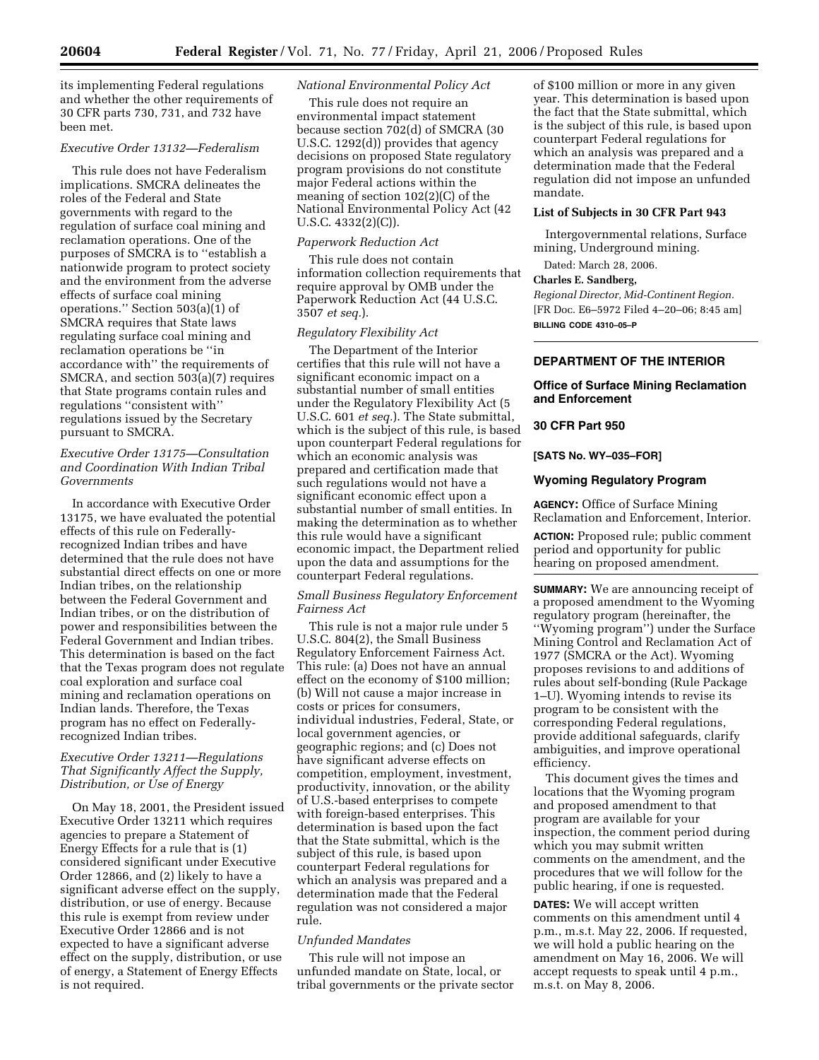its implementing Federal regulations and whether the other requirements of 30 CFR parts 730, 731, and 732 have been met.

*Executive Order 13132—Federalism*

This rule does not have Federalism implications. SMCRA delineates the roles of the Federal and State governments with regard to the regulation of surface coal mining and reclamation operations. One of the purposes of SMCRA is to ''establish a nationwide program to protect society and the environment from the adverse effects of surface coal mining operations.'' Section 503(a)(1) of SMCRA requires that State laws regulating surface coal mining and reclamation operations be ''in accordance with'' the requirements of SMCRA, and section 503(a)(7) requires that State programs contain rules and regulations ''consistent with'' regulations issued by the Secretary pursuant to SMCRA.

*Executive Order 13175—Consultation and Coordination With Indian Tribal Governments*

In accordance with Executive Order 13175, we have evaluated the potential effects of this rule on Federally-recognized Indian tribes and have determined that the rule does not have substantial direct effects on one or more Indian tribes, on the relationship between the Federal Government and Indian tribes, or on the distribution of power and responsibilities between the Federal Government and Indian tribes. This determination is based on the fact that the Texas program does not regulate coal exploration and surface coal mining and reclamation operations on Indian lands. Therefore, the Texas program has no effect on Federally-recognized Indian tribes.

*Executive Order 13211—Regulations That Significantly Affect the Supply, Distribution, or Use of Energy*

On May 18, 2001, the President issued Executive Order 13211 which requires agencies to prepare a Statement of Energy Effects for a rule that is (1) considered significant under Executive Order 12866, and (2) likely to have a significant adverse effect on the supply, distribution, or use of energy. Because this rule is exempt from review under Executive Order 12866 and is not expected to have a significant adverse effect on the supply, distribution, or use of energy, a Statement of Energy Effects is not required.

*National Environmental Policy Act*

This rule does not require an environmental impact statement because section 702(d) of SMCRA (30 U.S.C. 1292(d)) provides that agency decisions on proposed State regulatory program provisions do not constitute major Federal actions within the meaning of section 102(2)(C) of the National Environmental Policy Act (42 U.S.C. 4332(2)(C)).

*Paperwork Reduction Act*

This rule does not contain information collection requirements that require approval by OMB under the Paperwork Reduction Act (44 U.S.C. 3507 *et seq.*).

*Regulatory Flexibility Act*

The Department of the Interior certifies that this rule will not have a significant economic impact on a substantial number of small entities under the Regulatory Flexibility Act (5 U.S.C. 601 *et seq.*). The State submittal, which is the subject of this rule, is based upon counterpart Federal regulations for which an economic analysis was prepared and certification made that such regulations would not have a significant economic effect upon a substantial number of small entities. In making the determination as to whether this rule would have a significant economic impact, the Department relied upon the data and assumptions for the counterpart Federal regulations.

*Small Business Regulatory Enforcement Fairness Act*

This rule is not a major rule under 5 U.S.C. 804(2), the Small Business Regulatory Enforcement Fairness Act. This rule: (a) Does not have an annual effect on the economy of $100 million; (b) Will not cause a major increase in costs or prices for consumers, individual industries, Federal, State, or local government agencies, or geographic regions; and (c) Does not have significant adverse effects on competition, employment, investment, productivity, innovation, or the ability of U.S.-based enterprises to compete with foreign-based enterprises. This determination is based upon the fact that the State submittal, which is the subject of this rule, is based upon counterpart Federal regulations for which an analysis was prepared and a determination made that the Federal regulation was not considered a major rule.

*Unfunded Mandates*

This rule will not impose an unfunded mandate on State, local, or tribal governments or the private sector of $100 million or more in any given year. This determination is based upon the fact that the State submittal, which is the subject of this rule, is based upon counterpart Federal regulations for which an analysis was prepared and a determination made that the Federal regulation did not impose an unfunded mandate.

**List of Subjects in 30 CFR Part 943**

Intergovernmental relations, Surface mining, Underground mining.

Dated: March 28, 2006.

**Charles E. Sandberg,**

*Regional Director, Mid-Continent Region.*

[FR Doc. E6–5972 Filed 4–20–06; 8:45 am]

**BILLING CODE 4310–05–P**

---

## DEPARTMENT OF THE INTERIOR

## Office of Surface Mining Reclamation and Enforcement

## 30 CFR Part 950

**[SATS No. WY–035–FOR]**

## Wyoming Regulatory Program

**AGENCY:** Office of Surface Mining Reclamation and Enforcement, Interior.

**ACTION:** Proposed rule; public comment period and opportunity for public hearing on proposed amendment.

**SUMMARY:** We are announcing receipt of a proposed amendment to the Wyoming regulatory program (hereinafter, the ''Wyoming program'') under the Surface Mining Control and Reclamation Act of 1977 (SMCRA or the Act). Wyoming proposes revisions to and additions of rules about self-bonding (Rule Package 1–U). Wyoming intends to revise its program to be consistent with the corresponding Federal regulations, provide additional safeguards, clarify ambiguities, and improve operational efficiency.

This document gives the times and locations that the Wyoming program and proposed amendment to that program are available for your inspection, the comment period during which you may submit written comments on the amendment, and the procedures that we will follow for the public hearing, if one is requested.

**DATES:** We will accept written comments on this amendment until 4 p.m., m.s.t. May 22, 2006. If requested, we will hold a public hearing on the amendment on May 16, 2006. We will accept requests to speak until 4 p.m., m.s.t. on May 8, 2006.